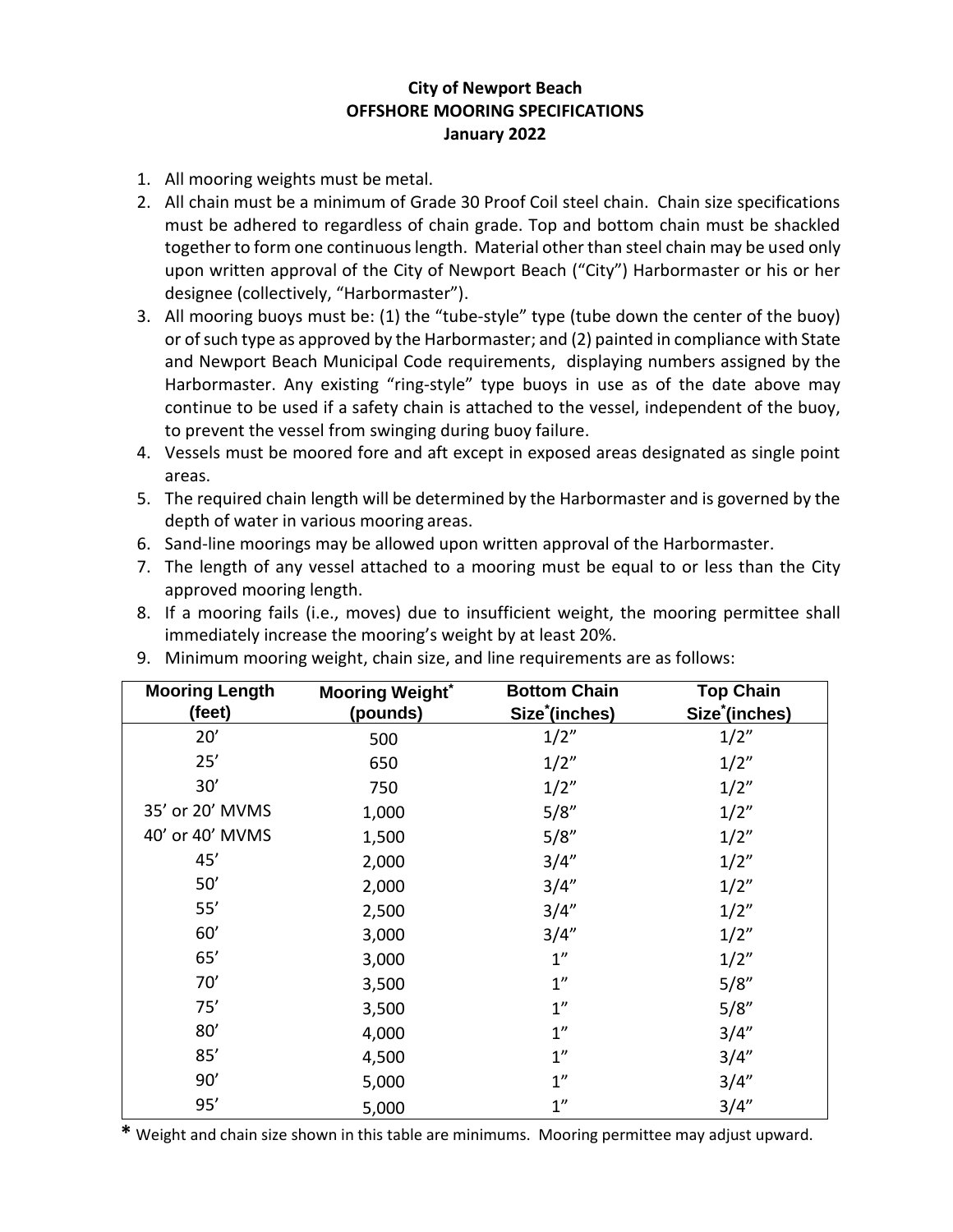# City of Newport Beach
## OFFSHORE MOORING SPECIFICATIONS
### January 2022

1. All mooring weights must be metal.
2. All chain must be a minimum of Grade 30 Proof Coil steel chain. Chain size specifications must be adhered to regardless of chain grade. Top and bottom chain must be shackled together to form one continuous length. Material other than steel chain may be used only upon written approval of the City of Newport Beach ("City") Harbormaster or his or her designee (collectively, "Harbormaster").
3. All mooring buoys must be: (1) the "tube-style" type (tube down the center of the buoy) or of such type as approved by the Harbormaster; and (2) painted in compliance with State and Newport Beach Municipal Code requirements, displaying numbers assigned by the Harbormaster. Any existing "ring-style" type buoys in use as of the date above may continue to be used if a safety chain is attached to the vessel, independent of the buoy, to prevent the vessel from swinging during buoy failure.
4. Vessels must be moored fore and aft except in exposed areas designated as single point areas.
5. The required chain length will be determined by the Harbormaster and is governed by the depth of water in various mooring areas.
6. Sand-line moorings may be allowed upon written approval of the Harbormaster.
7. The length of any vessel attached to a mooring must be equal to or less than the City approved mooring length.
8. If a mooring fails (i.e., moves) due to insufficient weight, the mooring permittee shall immediately increase the mooring's weight by at least 20%.
9. Minimum mooring weight, chain size, and line requirements are as follows:

| Mooring Length (feet) | Mooring Weight* (pounds) | Bottom Chain Size* (inches) | Top Chain Size* (inches) |
|---|---|---|---|
| 20' | 500 | 1/2" | 1/2" |
| 25' | 650 | 1/2" | 1/2" |
| 30' | 750 | 1/2" | 1/2" |
| 35' or 20' MVMS | 1,000 | 5/8" | 1/2" |
| 40' or 40' MVMS | 1,500 | 5/8" | 1/2" |
| 45' | 2,000 | 3/4" | 1/2" |
| 50' | 2,000 | 3/4" | 1/2" |
| 55' | 2,500 | 3/4" | 1/2" |
| 60' | 3,000 | 3/4" | 1/2" |
| 65' | 3,000 | 1" | 1/2" |
| 70' | 3,500 | 1" | 5/8" |
| 75' | 3,500 | 1" | 5/8" |
| 80' | 4,000 | 1" | 3/4" |
| 85' | 4,500 | 1" | 3/4" |
| 90' | 5,000 | 1" | 3/4" |
| 95' | 5,000 | 1" | 3/4" |

\* Weight and chain size shown in this table are minimums. Mooring permittee may adjust upward.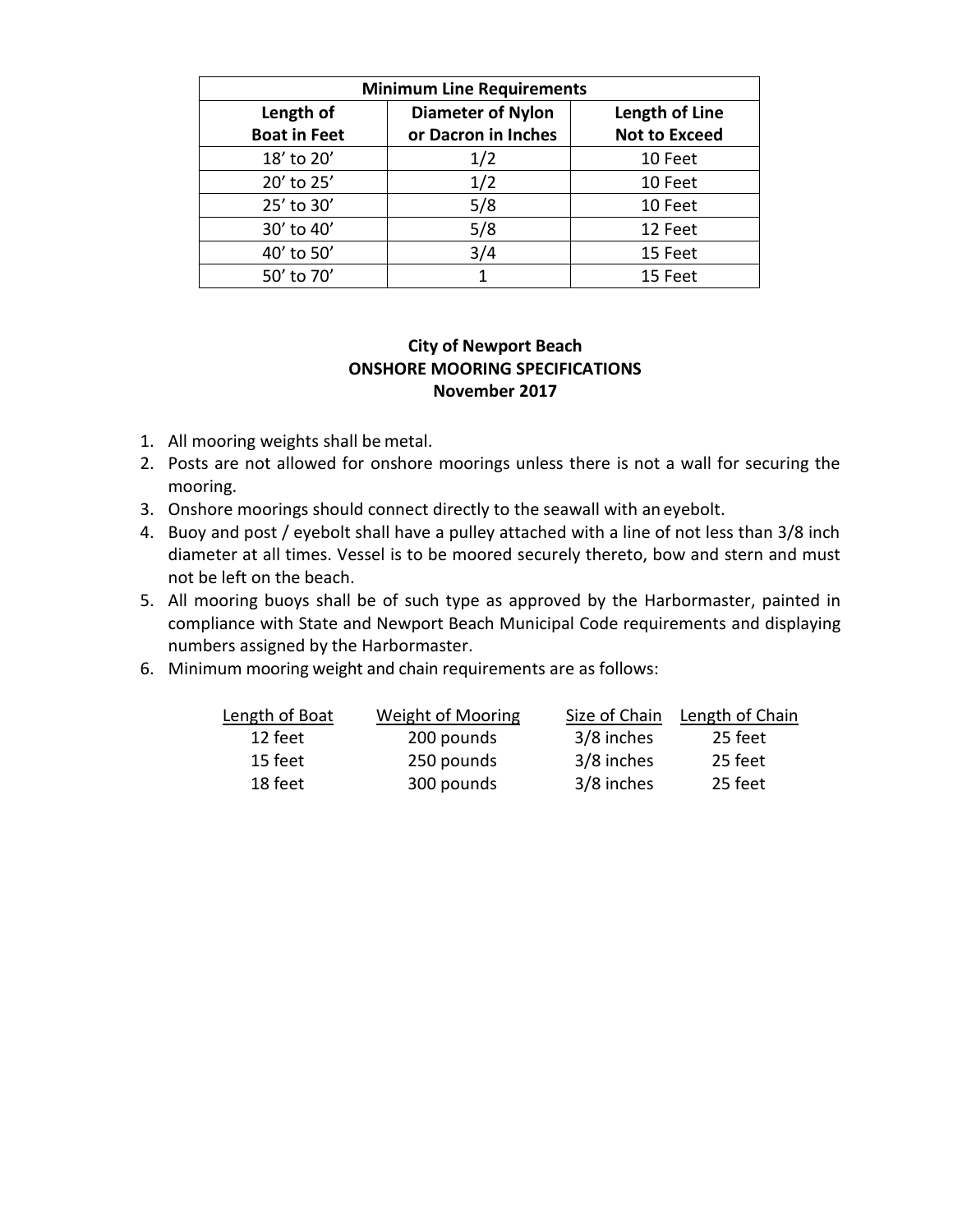| Minimum Line Requirements | | |
|---|---|---|
| **Length of Boat in Feet** | **Diameter of Nylon or Dacron in Inches** | **Length of Line Not to Exceed** |
| 18’ to 20’ | 1/2 | 10 Feet |
| 20’ to 25’ | 1/2 | 10 Feet |
| 25’ to 30’ | 5/8 | 10 Feet |
| 30’ to 40’ | 5/8 | 12 Feet |
| 40’ to 50’ | 3/4 | 15 Feet |
| 50’ to 70’ | 1 | 15 Feet |

## City of Newport Beach
## ONSHORE MOORING SPECIFICATIONS
## November 2017

1. All mooring weights shall be metal.
2. Posts are not allowed for onshore moorings unless there is not a wall for securing the mooring.
3. Onshore moorings should connect directly to the seawall with an eyebolt.
4. Buoy and post / eyebolt shall have a pulley attached with a line of not less than 3/8 inch diameter at all times. Vessel is to be moored securely thereto, bow and stern and must not be left on the beach.
5. All mooring buoys shall be of such type as approved by the Harbormaster, painted in compliance with State and Newport Beach Municipal Code requirements and displaying numbers assigned by the Harbormaster.
6. Minimum mooring weight and chain requirements are as follows:

| Length of Boat | Weight of Mooring | Size of Chain | Length of Chain |
|---|---|---|---|
| 12 feet | 200 pounds | 3/8 inches | 25 feet |
| 15 feet | 250 pounds | 3/8 inches | 25 feet |
| 18 feet | 300 pounds | 3/8 inches | 25 feet |